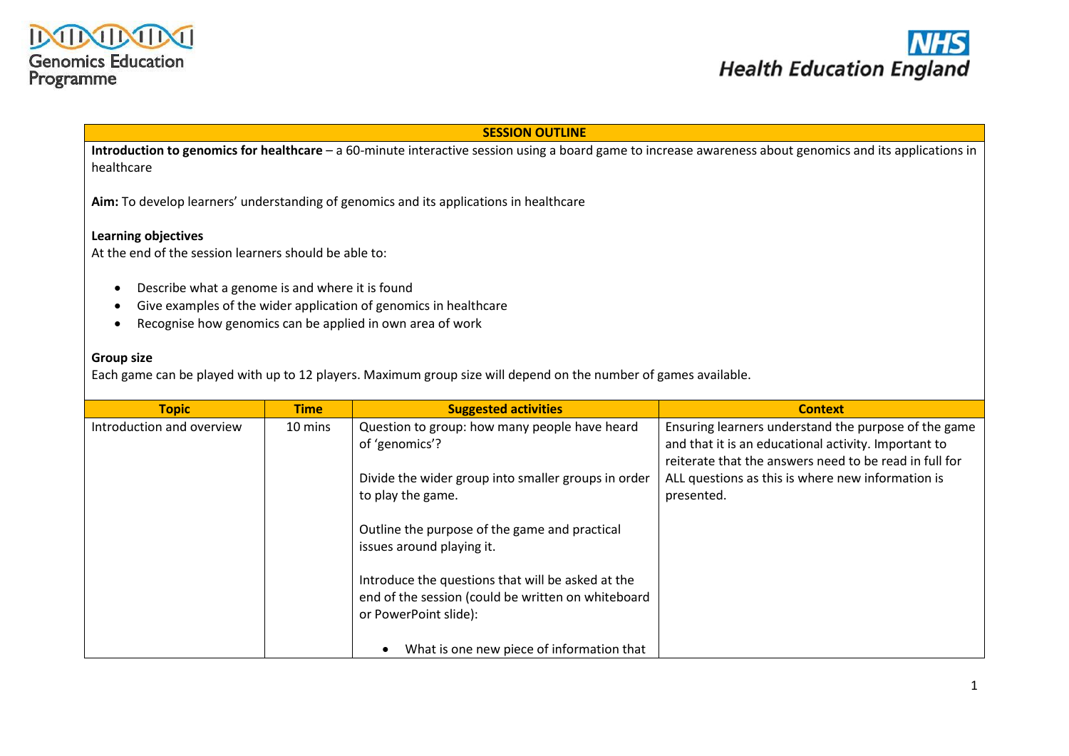Genomics Education Programme

NHS Health Education England

## SESSION OUTLINE

**Introduction to genomics for healthcare** – a 60-minute interactive session using a board game to increase awareness about genomics and its applications in healthcare

**Aim:** To develop learners' understanding of genomics and its applications in healthcare

**Learning objectives**
At the end of the session learners should be able to:

- Describe what a genome is and where it is found
- Give examples of the wider application of genomics in healthcare
- Recognise how genomics can be applied in own area of work

**Group size**
Each game can be played with up to 12 players. Maximum group size will depend on the number of games available.

| Topic | Time | Suggested activities | Context |
|---|---|---|---|
| Introduction and overview | 10 mins | Question to group: how many people have heard of 'genomics'?<br><br>Divide the wider group into smaller groups in order to play the game.<br><br>Outline the purpose of the game and practical issues around playing it.<br><br>Introduce the questions that will be asked at the end of the session (could be written on whiteboard or PowerPoint slide):<br><br>• What is one new piece of information that | Ensuring learners understand the purpose of the game and that it is an educational activity. Important to reiterate that the answers need to be read in full for ALL questions as this is where new information is presented. |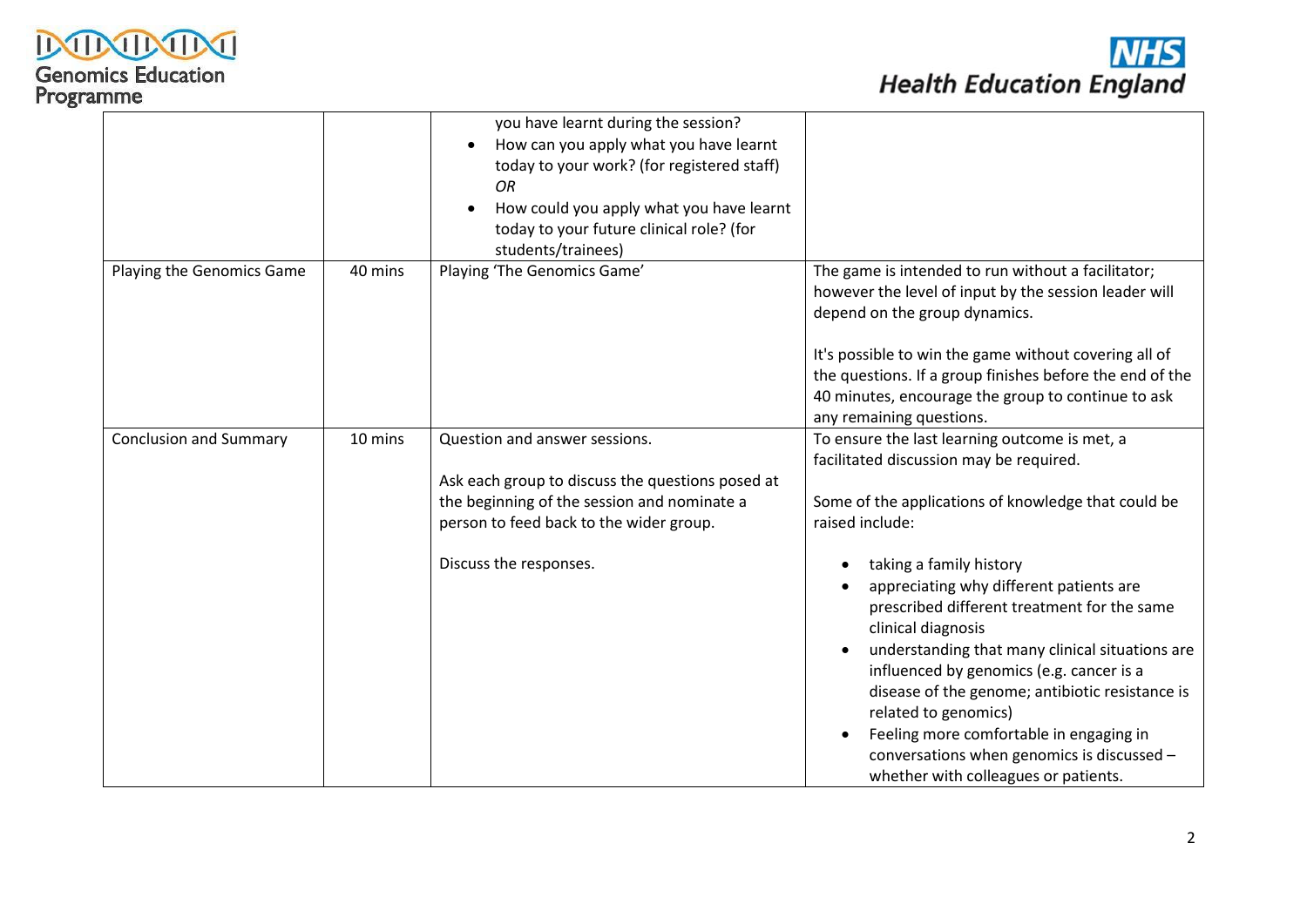| | | | |
|---|---|---|---|
| | | you have learnt during the session?<br>• How can you apply what you have learnt today to your work? (for registered staff)<br>*OR*<br>• How could you apply what you have learnt today to your future clinical role? (for students/trainees) | |
| Playing the Genomics Game | 40 mins | Playing 'The Genomics Game' | The game is intended to run without a facilitator; however the level of input by the session leader will depend on the group dynamics.<br><br>It's possible to win the game without covering all of the questions. If a group finishes before the end of the 40 minutes, encourage the group to continue to ask any remaining questions. |
| Conclusion and Summary | 10 mins | Question and answer sessions.<br><br>Ask each group to discuss the questions posed at the beginning of the session and nominate a person to feed back to the wider group.<br><br>Discuss the responses. | To ensure the last learning outcome is met, a facilitated discussion may be required.<br><br>Some of the applications of knowledge that could be raised include:<br><br>• taking a family history<br>• appreciating why different patients are prescribed different treatment for the same clinical diagnosis<br>• understanding that many clinical situations are influenced by genomics (e.g. cancer is a disease of the genome; antibiotic resistance is related to genomics)<br>• Feeling more comfortable in engaging in conversations when genomics is discussed – whether with colleagues or patients. |